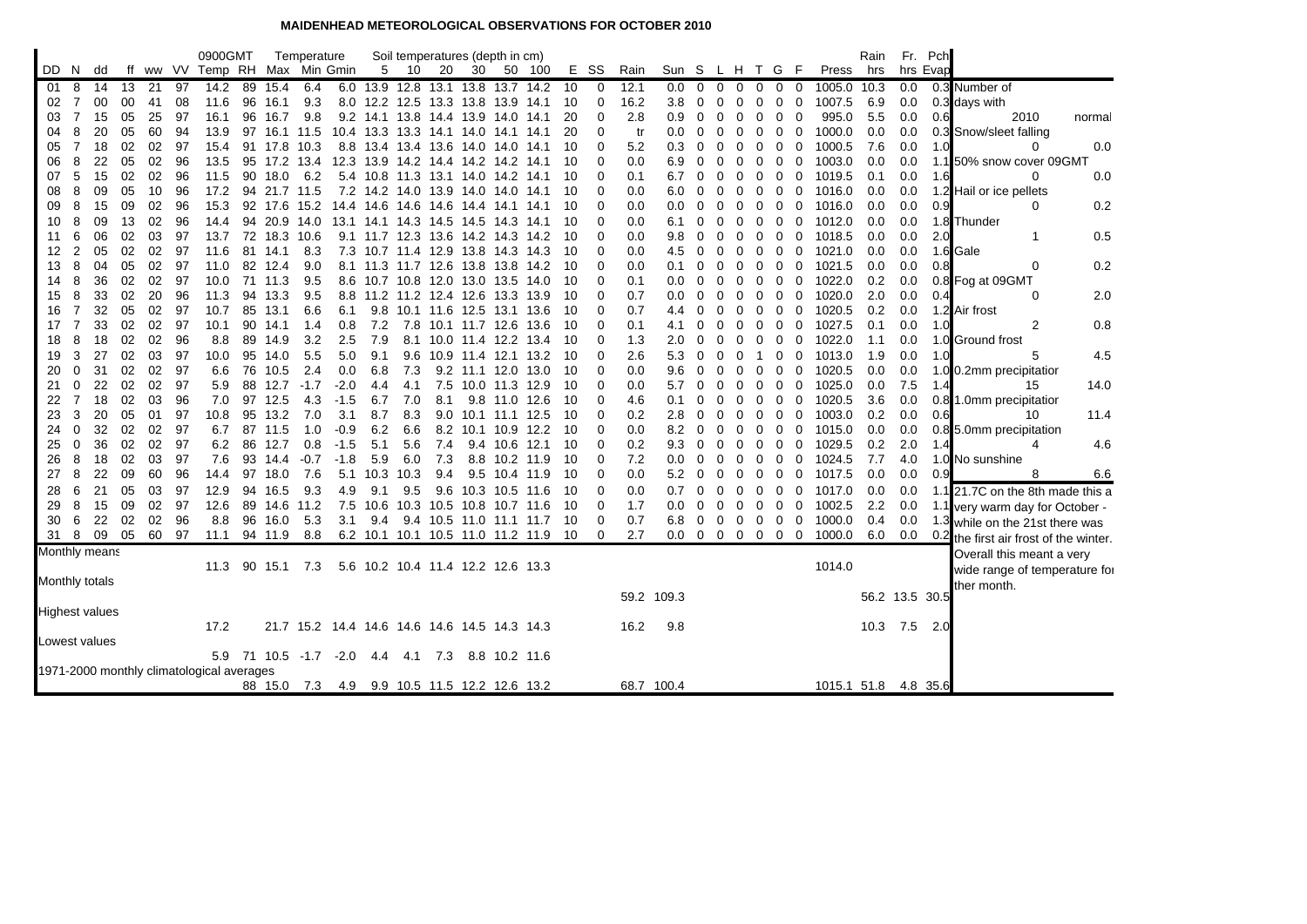# MAIDENHEAD METEOROLOGICAL OBSERVATIONS FOR OCTOBER 2010

| DD | N | dd | ff | ww | VV | 0900GMT Temp | RH | Temperature Max | Min | Gmin | Soil temperatures (depth in cm) 5 | 10 | 20 | 30 | 50 | 100 | E | SS | Rain | Sun | S | L | H | T | G | F | Press | Rain hrs | Fr. hrs | Pch Evap |
|---|---|---|---|---|---|---|---|---|---|---|---|---|---|---|---|---|---|---|---|---|---|---|---|---|---|---|---|---|---|---|
| 01 | 8 | 14 | 13 | 21 | 97 | 14.2 | 89 | 15.4 | 6.4 | 6.0 | 13.9 | 12.8 | 13.1 | 13.8 | 13.7 | 14.2 | 10 | 0 | 12.1 | 0.0 | 0 | 0 | 0 | 0 | 0 | 0 | 1005.0 | 10.3 | 0.0 | 0.3 |
| 02 | 7 | 00 | 00 | 41 | 08 | 11.6 | 96 | 16.1 | 9.3 | 8.0 | 12.2 | 12.5 | 13.3 | 13.8 | 13.9 | 14.1 | 10 | 0 | 16.2 | 3.8 | 0 | 0 | 0 | 0 | 0 | 0 | 1007.5 | 6.9 | 0.0 | 0.3 |
| 03 | 7 | 15 | 05 | 25 | 97 | 16.1 | 96 | 16.7 | 9.8 | 9.2 | 14.1 | 13.8 | 14.4 | 13.9 | 14.0 | 14.1 | 20 | 0 | 2.8 | 0.9 | 0 | 0 | 0 | 0 | 0 | 0 | 995.0 | 5.5 | 0.0 | 0.6 |
| 04 | 8 | 20 | 05 | 60 | 94 | 13.9 | 97 | 16.1 | 11.5 | 10.4 | 13.3 | 13.3 | 14.1 | 14.0 | 14.1 | 14.1 | 20 | 0 | tr | 0.0 | 0 | 0 | 0 | 0 | 0 | 0 | 1000.0 | 0.0 | 0.0 | 0.3 |
| 05 | 7 | 18 | 02 | 02 | 97 | 15.4 | 91 | 17.8 | 10.3 | 8.8 | 13.4 | 13.4 | 13.6 | 14.0 | 14.0 | 14.1 | 10 | 0 | 5.2 | 0.3 | 0 | 0 | 0 | 0 | 0 | 0 | 1000.5 | 7.6 | 0.0 | 1.0 |
| 06 | 8 | 22 | 05 | 02 | 96 | 13.5 | 95 | 17.2 | 13.4 | 12.3 | 13.9 | 14.2 | 14.4 | 14.2 | 14.2 | 14.1 | 10 | 0 | 0.0 | 6.9 | 0 | 0 | 0 | 0 | 0 | 0 | 1003.0 | 0.0 | 0.0 | 1.1 |
| 07 | 5 | 15 | 02 | 02 | 96 | 11.5 | 90 | 18.0 | 6.2 | 5.4 | 10.8 | 11.3 | 13.1 | 14.0 | 14.2 | 14.1 | 10 | 0 | 0.1 | 6.7 | 0 | 0 | 0 | 0 | 0 | 0 | 1019.5 | 0.1 | 0.0 | 1.6 |
| 08 | 8 | 09 | 05 | 10 | 96 | 17.2 | 94 | 21.7 | 11.5 | 7.2 | 14.2 | 14.0 | 13.9 | 14.0 | 14.0 | 14.1 | 10 | 0 | 0.0 | 6.0 | 0 | 0 | 0 | 0 | 0 | 0 | 1016.0 | 0.0 | 0.0 | 1.2 |
| 09 | 8 | 15 | 09 | 02 | 96 | 15.3 | 92 | 17.6 | 15.2 | 14.4 | 14.6 | 14.6 | 14.6 | 14.4 | 14.1 | 14.1 | 10 | 0 | 0.0 | 0.0 | 0 | 0 | 0 | 0 | 0 | 0 | 1016.0 | 0.0 | 0.0 | 0.9 |
| 10 | 8 | 09 | 13 | 02 | 96 | 14.4 | 94 | 20.9 | 14.0 | 13.1 | 14.1 | 14.3 | 14.5 | 14.5 | 14.3 | 14.1 | 10 | 0 | 0.0 | 6.1 | 0 | 0 | 0 | 0 | 0 | 0 | 1012.0 | 0.0 | 0.0 | 1.8 |
| 11 | 6 | 06 | 02 | 03 | 97 | 13.7 | 72 | 18.3 | 10.6 | 9.1 | 11.7 | 12.3 | 13.6 | 14.2 | 14.3 | 14.2 | 10 | 0 | 0.0 | 9.8 | 0 | 0 | 0 | 0 | 0 | 0 | 1018.5 | 0.0 | 0.0 | 2.0 |
| 12 | 2 | 05 | 02 | 02 | 97 | 11.6 | 81 | 14.1 | 8.3 | 7.3 | 10.7 | 11.4 | 12.9 | 13.8 | 14.3 | 14.3 | 10 | 0 | 0.0 | 4.5 | 0 | 0 | 0 | 0 | 0 | 0 | 1021.0 | 0.0 | 0.0 | 1.6 |
| 13 | 8 | 04 | 05 | 02 | 97 | 11.0 | 82 | 12.4 | 9.0 | 8.1 | 11.3 | 11.7 | 12.6 | 13.8 | 13.8 | 14.2 | 10 | 0 | 0.0 | 0.1 | 0 | 0 | 0 | 0 | 0 | 0 | 1021.5 | 0.0 | 0.0 | 0.8 |
| 14 | 8 | 36 | 02 | 02 | 97 | 10.0 | 71 | 11.3 | 9.5 | 8.6 | 10.7 | 10.8 | 12.0 | 13.0 | 13.5 | 14.0 | 10 | 0 | 0.1 | 0.0 | 0 | 0 | 0 | 0 | 0 | 0 | 1022.0 | 0.2 | 0.0 | 0.8 |
| 15 | 8 | 33 | 02 | 20 | 96 | 11.3 | 94 | 13.3 | 9.5 | 8.8 | 11.2 | 11.2 | 12.4 | 12.6 | 13.3 | 13.9 | 10 | 0 | 0.7 | 0.0 | 0 | 0 | 0 | 0 | 0 | 0 | 1020.0 | 2.0 | 0.0 | 0.4 |
| 16 | 7 | 32 | 05 | 02 | 97 | 10.7 | 85 | 13.1 | 6.6 | 6.1 | 9.8 | 10.1 | 11.6 | 12.5 | 13.1 | 13.6 | 10 | 0 | 0.7 | 4.4 | 0 | 0 | 0 | 0 | 0 | 0 | 1020.5 | 0.2 | 0.0 | 1.2 |
| 17 | 7 | 33 | 02 | 02 | 97 | 10.1 | 90 | 14.1 | 1.4 | 0.8 | 7.2 | 7.8 | 10.1 | 11.7 | 12.6 | 13.6 | 10 | 0 | 0.1 | 4.1 | 0 | 0 | 0 | 0 | 0 | 0 | 1027.5 | 0.1 | 0.0 | 1.0 |
| 18 | 8 | 18 | 02 | 02 | 96 | 8.8 | 89 | 14.9 | 3.2 | 2.5 | 7.9 | 8.1 | 10.0 | 11.4 | 12.2 | 13.4 | 10 | 0 | 1.3 | 2.0 | 0 | 0 | 0 | 0 | 0 | 0 | 1022.0 | 1.1 | 0.0 | 1.0 |
| 19 | 3 | 27 | 02 | 03 | 97 | 10.0 | 95 | 14.0 | 5.5 | 5.0 | 9.1 | 9.6 | 10.9 | 11.4 | 12.1 | 13.2 | 10 | 0 | 2.6 | 5.3 | 0 | 0 | 0 | 1 | 0 | 0 | 1013.0 | 1.9 | 0.0 | 1.0 |
| 20 | 0 | 31 | 02 | 02 | 97 | 6.6 | 76 | 10.5 | 2.4 | 0.0 | 6.8 | 7.3 | 9.2 | 11.1 | 12.0 | 13.0 | 10 | 0 | 0.0 | 9.6 | 0 | 0 | 0 | 0 | 0 | 0 | 1020.5 | 0.0 | 0.0 | 1.0 |
| 21 | 0 | 22 | 02 | 02 | 97 | 5.9 | 88 | 12.7 | -1.7 | -2.0 | 4.4 | 4.1 | 7.5 | 10.0 | 11.3 | 12.9 | 10 | 0 | 0.0 | 5.7 | 0 | 0 | 0 | 0 | 0 | 0 | 1025.0 | 0.0 | 7.5 | 1.4 |
| 22 | 7 | 18 | 02 | 03 | 96 | 7.0 | 97 | 12.5 | 4.3 | -1.5 | 6.7 | 7.0 | 8.1 | 9.8 | 11.0 | 12.6 | 10 | 0 | 4.6 | 0.1 | 0 | 0 | 0 | 0 | 0 | 0 | 1020.5 | 3.6 | 0.0 | 0.8 |
| 23 | 3 | 20 | 05 | 01 | 97 | 10.8 | 95 | 13.2 | 7.0 | 3.1 | 8.7 | 8.3 | 9.0 | 10.1 | 11.1 | 12.5 | 10 | 0 | 0.2 | 2.8 | 0 | 0 | 0 | 0 | 0 | 0 | 1003.0 | 0.2 | 0.0 | 0.6 |
| 24 | 0 | 32 | 02 | 02 | 97 | 6.7 | 87 | 11.5 | 1.0 | -0.9 | 6.2 | 6.6 | 8.2 | 10.1 | 10.9 | 12.2 | 10 | 0 | 0.0 | 8.2 | 0 | 0 | 0 | 0 | 0 | 0 | 1015.0 | 0.0 | 0.0 | 0.8 |
| 25 | 0 | 36 | 02 | 02 | 97 | 6.2 | 86 | 12.7 | 0.8 | -1.5 | 5.1 | 5.6 | 7.4 | 9.4 | 10.6 | 12.1 | 10 | 0 | 0.2 | 9.3 | 0 | 0 | 0 | 0 | 0 | 0 | 1029.5 | 0.2 | 2.0 | 1.4 |
| 26 | 8 | 18 | 02 | 03 | 97 | 7.6 | 93 | 14.4 | -0.7 | -1.8 | 5.9 | 6.0 | 7.3 | 8.8 | 10.2 | 11.9 | 10 | 0 | 7.2 | 0.0 | 0 | 0 | 0 | 0 | 0 | 0 | 1024.5 | 7.7 | 4.0 | 1.0 |
| 27 | 8 | 22 | 09 | 60 | 96 | 14.4 | 97 | 18.0 | 7.6 | 5.1 | 10.3 | 10.3 | 9.4 | 9.5 | 10.4 | 11.9 | 10 | 0 | 0.0 | 5.2 | 0 | 0 | 0 | 0 | 0 | 0 | 1017.5 | 0.0 | 0.0 | 0.9 |
| 28 | 6 | 21 | 05 | 03 | 97 | 12.9 | 94 | 16.5 | 9.3 | 4.9 | 9.1 | 9.5 | 9.6 | 10.3 | 10.5 | 11.6 | 10 | 0 | 0.0 | 0.7 | 0 | 0 | 0 | 0 | 0 | 0 | 1017.0 | 0.0 | 0.0 | 1.1 |
| 29 | 8 | 15 | 09 | 02 | 97 | 12.6 | 89 | 14.6 | 11.2 | 7.5 | 10.6 | 10.3 | 10.5 | 10.8 | 10.7 | 11.6 | 10 | 0 | 1.7 | 0.0 | 0 | 0 | 0 | 0 | 0 | 0 | 1002.5 | 2.2 | 0.0 | 1.1 |
| 30 | 6 | 22 | 02 | 02 | 96 | 8.8 | 96 | 16.0 | 5.3 | 3.1 | 9.4 | 9.4 | 10.5 | 11.0 | 11.1 | 11.7 | 10 | 0 | 0.7 | 6.8 | 0 | 0 | 0 | 0 | 0 | 0 | 1000.0 | 0.4 | 0.0 | 1.3 |
| 31 | 8 | 09 | 05 | 60 | 97 | 11.1 | 94 | 11.9 | 8.8 | 6.2 | 10.1 | 10.1 | 10.5 | 11.0 | 11.2 | 11.9 | 10 | 0 | 2.7 | 0.0 | 0 | 0 | 0 | 0 | 0 | 0 | 1000.0 | 6.0 | 0.0 | 0.2 |
| Monthly means | | | | | | 11.3 | 90 | 15.1 | 7.3 | 5.6 | 10.2 | 10.4 | 11.4 | 12.2 | 12.6 | 13.3 | | | | | | | | | | | 1014.0 | | | |
| Monthly totals | | | | | | | | | | | | | | | | | | | 59.2 | 109.3 | | | | | | | | 56.2 | 13.5 | 30.5 |
| Highest values | | | | | | 17.2 | | 21.7 | 15.2 | 14.4 | 14.6 | 14.6 | 14.6 | 14.5 | 14.3 | 14.3 | | | 16.2 | 9.8 | | | | | | | | 10.3 | 7.5 | 2.0 |
| Lowest values | | | | | | 5.9 | 71 | 10.5 | -1.7 | -2.0 | 4.4 | 4.1 | 7.3 | 8.8 | 10.2 | 11.6 | | | | | | | | | | | | | | |
| 1971-2000 monthly climatological averages | | | | | | | 88 | 15.0 | 7.3 | 4.9 | 9.9 | 10.5 | 11.5 | 12.2 | 12.6 | 13.2 | | | 68.7 | 100.4 | | | | | | | 1015.1 | 51.8 | 4.8 | 35.6 |

| Number of days with | 2010 | normal |
|---|---|---|
| Snow/sleet falling | 0 | 0.0 |
| 50% snow cover 09GMT | 0 | 0.0 |
| Hail or ice pellets | 0 | 0.2 |
| Thunder | 1 | 0.5 |
| Gale | 0 | 0.2 |
| Fog at 09GMT | 0 | 2.0 |
| Air frost | 2 | 0.8 |
| Ground frost | 5 | 4.5 |
| 0.2mm precipitatior | 15 | 14.0 |
| 1.0mm precipitatior | 10 | 11.4 |
| 5.0mm precipitation | 4 | 4.6 |
| No sunshine | 8 | 6.6 |

21.7C on the 8th made this a very warm day for October - while on the 21st there was the first air frost of the winter. Overall this meant a very wide range of temperature for ther month.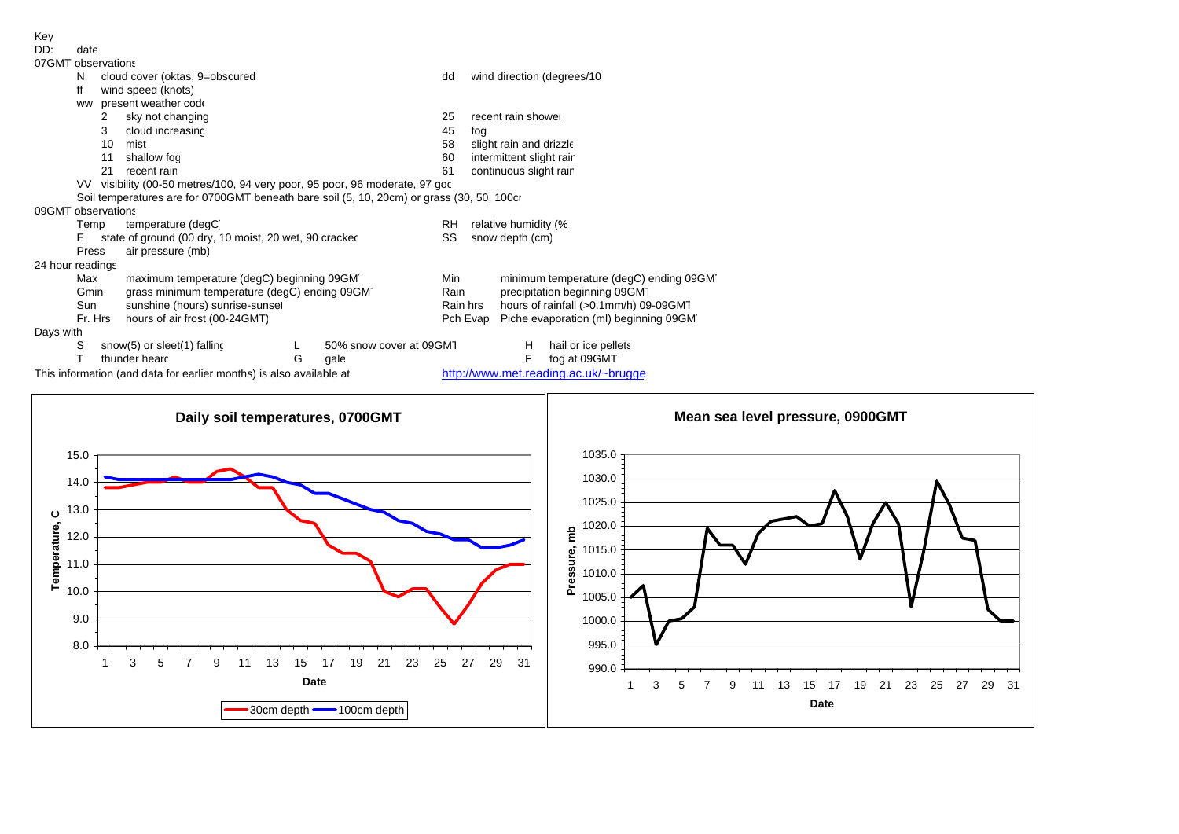Key

DD: date

07GMT observations

- N cloud cover (oktas, 9=obscured
- ff wind speed (knots)
- ww present weather code
  - 2 sky not changing
  - 3 cloud increasing
  - 10 mist
  - 11 shallow fog
  - 21 recent rain
  - 25 recent rain shower
  - 45 fog
  - 58 slight rain and drizzle
  - 60 intermittent slight rain
  - 61 continuous slight rain
- dd wind direction (degrees/10
- VV visibility (00-50 metres/100, 94 very poor, 95 poor, 96 moderate, 97 goo
- Soil temperatures are for 0700GMT beneath bare soil (5, 10, 20cm) or grass (30, 50, 100cm

09GMT observations

- Temp temperature (degC)
- E state of ground (00 dry, 10 moist, 20 wet, 90 cracked
- Press air pressure (mb)
- RH relative humidity (%
- SS snow depth (cm)

24 hour readings

- Max maximum temperature (degC) beginning 09GMT
- Gmin grass minimum temperature (degC) ending 09GMT
- Sun sunshine (hours) sunrise-sunset
- Fr. Hrs hours of air frost (00-24GMT)
- Min minimum temperature (degC) ending 09GMT
- Rain precipitation beginning 09GMT
- Rain hrs hours of rainfall (>0.1mm/h) 09-09GMT
- Pch Evap Piche evaporation (ml) beginning 09GMT

Days with

- S snow(5) or sleet(1) falling
- T thunder heard
- L 50% snow cover at 09GMT
- G gale
- H hail or ice pellets
- F fog at 09GMT

This information (and data for earlier months) is also available at http://www.met.reading.ac.uk/~brugge

**Daily soil temperatures, 0700GMT**

Temperature, C

15.0
14.0
13.0
12.0
11.0
10.0
9.0
8.0

1 3 5 7 9 11 13 15 17 19 21 23 25 27 29 31

Date

30cm depth — 100cm depth

**Mean sea level pressure, 0900GMT**

Pressure, mb

1035.0
1030.0
1025.0
1020.0
1015.0
1010.0
1005.0
1000.0
995.0
990.0

1 3 5 7 9 11 13 15 17 19 21 23 25 27 29 31

Date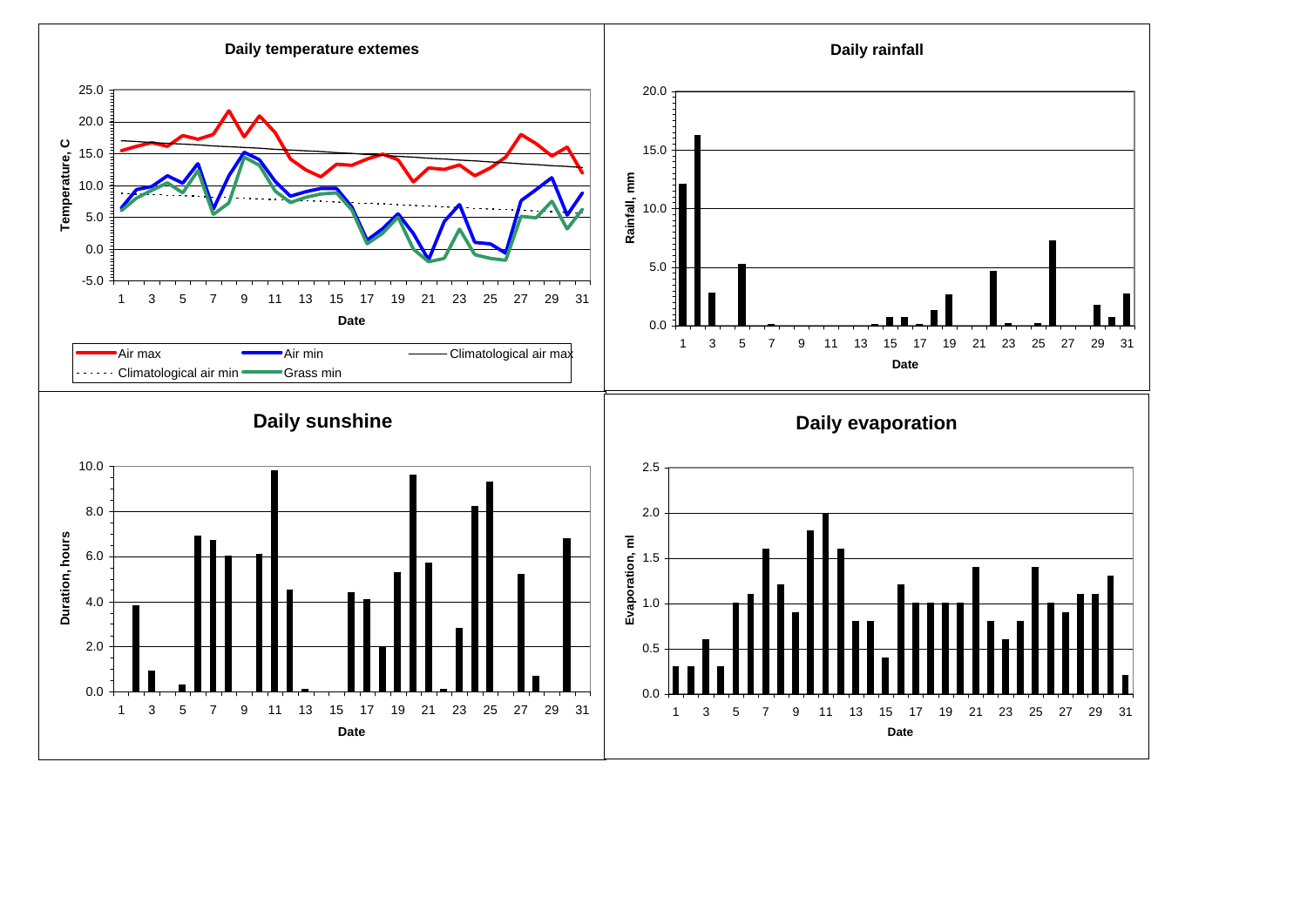**Daily temperature extemes**

Temperature, C

25.0
20.0
15.0
10.0
5.0
0.0
-5.0

1 3 5 7 9 11 13 15 17 19 21 23 25 27 29 31

Date

Air max
Air min
Climatological air max
Climatological air min
Grass min

**Daily rainfall**

Rainfall, mm

20.0
15.0
10.0
5.0
0.0

1 3 5 7 9 11 13 15 17 19 21 23 25 27 29 31

Date

**Daily sunshine**

Duration, hours

10.0
8.0
6.0
4.0
2.0
0.0

1 3 5 7 9 11 13 15 17 19 21 23 25 27 29 31

Date

**Daily evaporation**

Evaporation, ml

2.5
2.0
1.5
1.0
0.5
0.0

1 3 5 7 9 11 13 15 17 19 21 23 25 27 29 31

Date